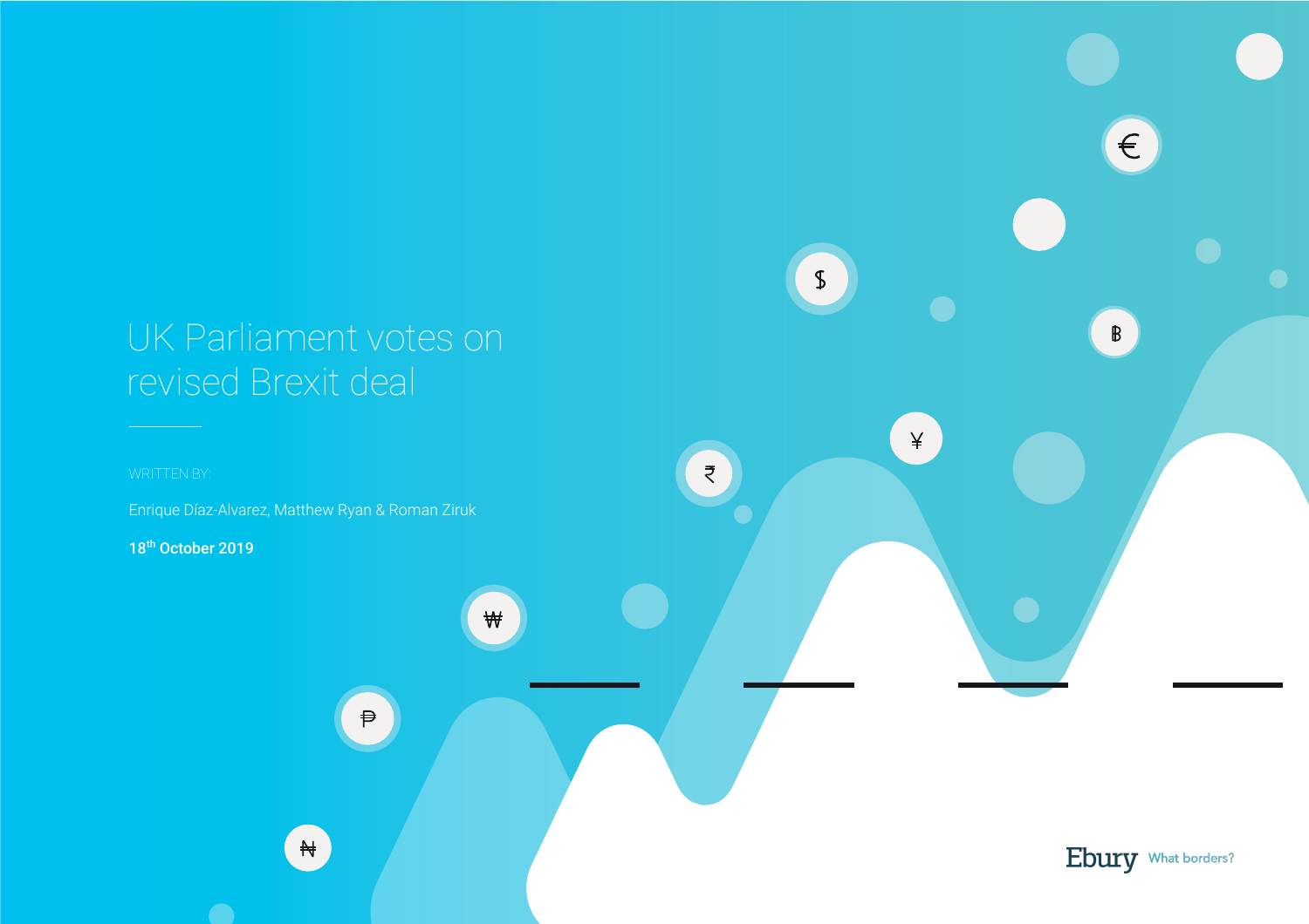# UK Parliament votes on revised Brexit deal

WRITTEN BY:

Enrique Díaz-Alvarez, Matthew Ryan & Roman Ziruk

**18th October 2019**

Ebury What borders?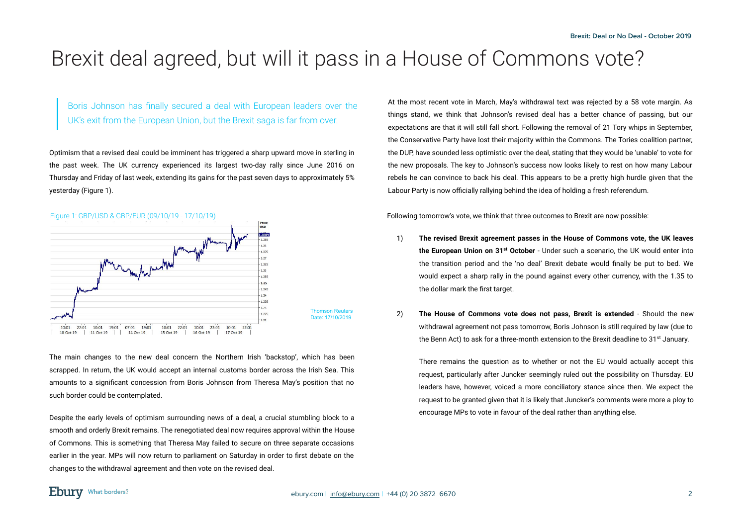# Brexit deal agreed, but will it pass in a House of Commons vote?

Boris Johnson has finally secured a deal with European leaders over the UK's exit from the European Union, but the Brexit saga is far from over.

Optimism that a revised deal could be imminent has triggered a sharp upward move in sterling in the past week. The UK currency experienced its largest two-day rally since June 2016 on Thursday and Friday of last week, extending its gains for the past seven days to approximately 5% yesterday (Figure 1).

Figure 1: GBP/USD & GBP/EUR (09/10/19 - 17/10/19)

Thomson Reuters
Date: 17/10/2019

The main changes to the new deal concern the Northern Irish 'backstop', which has been scrapped. In return, the UK would accept an internal customs border across the Irish Sea. This amounts to a significant concession from Boris Johnson from Theresa May's position that no such border could be contemplated.

Despite the early levels of optimism surrounding news of a deal, a crucial stumbling block to a smooth and orderly Brexit remains. The renegotiated deal now requires approval within the House of Commons. This is something that Theresa May failed to secure on three separate occasions earlier in the year. MPs will now return to parliament on Saturday in order to first debate on the changes to the withdrawal agreement and then vote on the revised deal.

At the most recent vote in March, May's withdrawal text was rejected by a 58 vote margin. As things stand, we think that Johnson's revised deal has a better chance of passing, but our expectations are that it will still fall short. Following the removal of 21 Tory whips in September, the Conservative Party have lost their majority within the Commons. The Tories coalition partner, the DUP, have sounded less optimistic over the deal, stating that they would be 'unable' to vote for the new proposals. The key to Johnson's success now looks likely to rest on how many Labour rebels he can convince to back his deal. This appears to be a pretty high hurdle given that the Labour Party is now officially rallying behind the idea of holding a fresh referendum.

Following tomorrow's vote, we think that three outcomes to Brexit are now possible:

1) **The revised Brexit agreement passes in the House of Commons vote, the UK leaves the European Union on 31st October** - Under such a scenario, the UK would enter into the transition period and the 'no deal' Brexit debate would finally be put to bed. We would expect a sharp rally in the pound against every other currency, with the 1.35 to the dollar mark the first target.

2) **The House of Commons vote does not pass, Brexit is extended** - Should the new withdrawal agreement not pass tomorrow, Boris Johnson is still required by law (due to the Benn Act) to ask for a three-month extension to the Brexit deadline to 31st January.

   There remains the question as to whether or not the EU would actually accept this request, particularly after Juncker seemingly ruled out the possibility on Thursday. EU leaders have, however, voiced a more conciliatory stance since then. We expect the request to be granted given that it is likely that Juncker's comments were more a ploy to encourage MPs to vote in favour of the deal rather than anything else.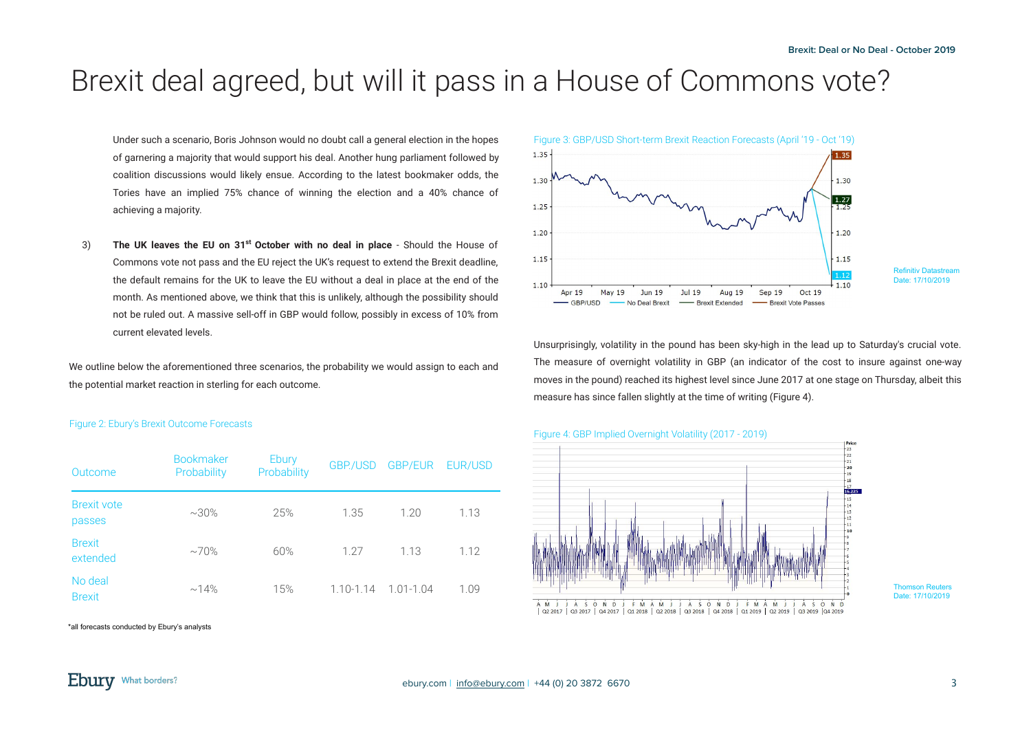# Brexit deal agreed, but will it pass in a House of Commons vote?

Under such a scenario, Boris Johnson would no doubt call a general election in the hopes of garnering a majority that would support his deal. Another hung parliament followed by coalition discussions would likely ensue. According to the latest bookmaker odds, the Tories have an implied 75% chance of winning the election and a 40% chance of achieving a majority.

3) **The UK leaves the EU on 31st October with no deal in place** - Should the House of Commons vote not pass and the EU reject the UK's request to extend the Brexit deadline, the default remains for the UK to leave the EU without a deal in place at the end of the month. As mentioned above, we think that this is unlikely, although the possibility should not be ruled out. A massive sell-off in GBP would follow, possibly in excess of 10% from current elevated levels.

We outline below the aforementioned three scenarios, the probability we would assign to each and the potential market reaction in sterling for each outcome.

Figure 2: Ebury's Brexit Outcome Forecasts

| Outcome | Bookmaker Probability | Ebury Probability | GBP/USD | GBP/EUR | EUR/USD |
|---|---|---|---|---|---|
| Brexit vote passes | ~30% | 25% | 1.35 | 1.20 | 1.13 |
| Brexit extended | ~70% | 60% | 1.27 | 1.13 | 1.12 |
| No deal Brexit | ~14% | 15% | 1.10-1.14 | 1.01-1.04 | 1.09 |

*all forecasts conducted by Ebury's analysts

Figure 3: GBP/USD Short-term Brexit Reaction Forecasts (April '19 - Oct '19)

Refinitiv Datastream
Date: 17/10/2019

Unsurprisingly, volatility in the pound has been sky-high in the lead up to Saturday's crucial vote. The measure of overnight volatility in GBP (an indicator of the cost to insure against one-way moves in the pound) reached its highest level since June 2017 at one stage on Thursday, albeit this measure has since fallen slightly at the time of writing (Figure 4).

Figure 4: GBP Implied Overnight Volatility (2017 - 2019)

Thomson Reuters
Date: 17/10/2019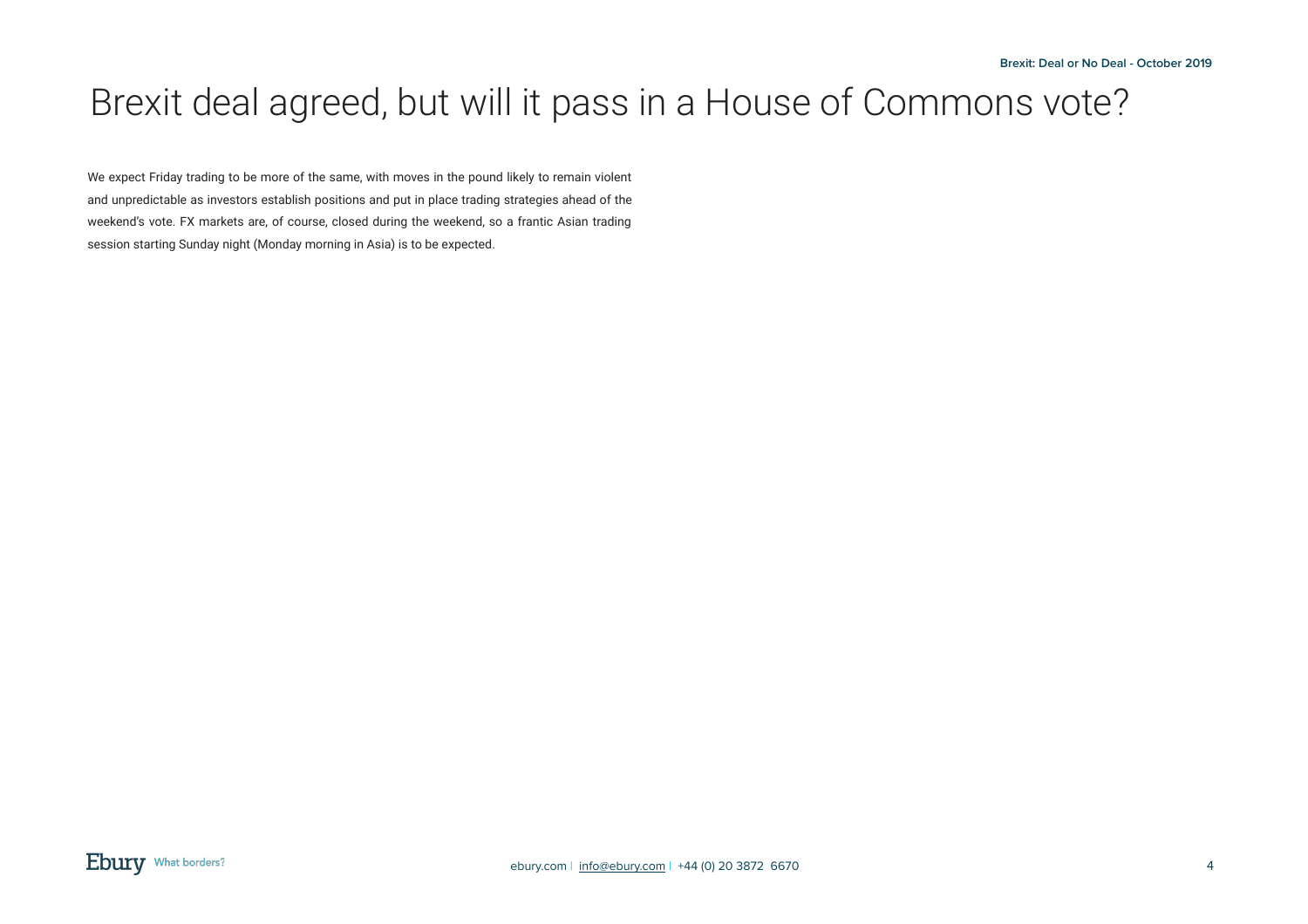# Brexit deal agreed, but will it pass in a House of Commons vote?

We expect Friday trading to be more of the same, with moves in the pound likely to remain violent and unpredictable as investors establish positions and put in place trading strategies ahead of the weekend's vote. FX markets are, of course, closed during the weekend, so a frantic Asian trading session starting Sunday night (Monday morning in Asia) is to be expected.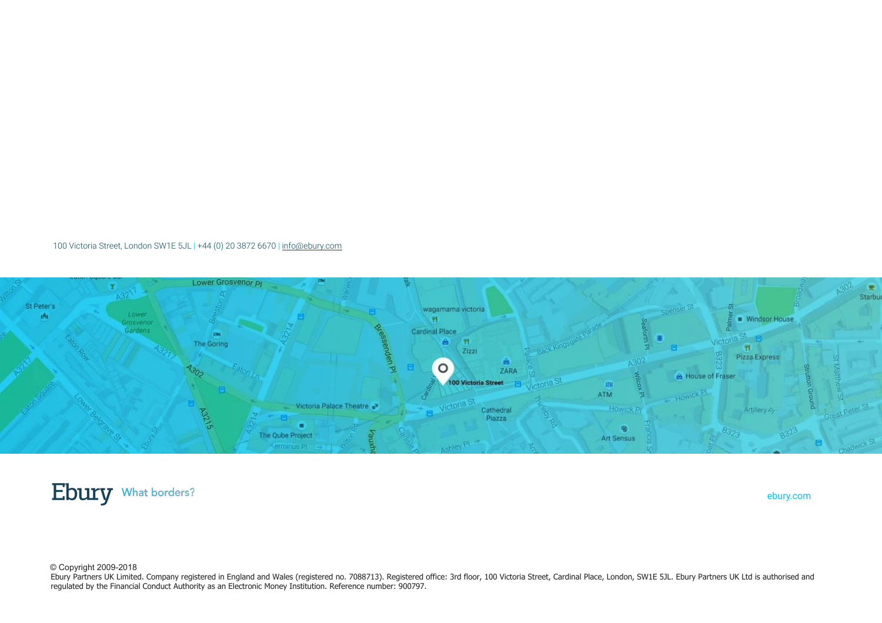100 Victoria Street, London SW1E 5JL | +44 (0) 20 3872 6670 | info@ebury.com

Ebury What borders?

ebury.com

© Copyright 2009-2018
Ebury Partners UK Limited. Company registered in England and Wales (registered no. 7088713). Registered office: 3rd floor, 100 Victoria Street, Cardinal Place, London, SW1E 5JL. Ebury Partners UK Ltd is authorised and regulated by the Financial Conduct Authority as an Electronic Money Institution. Reference number: 900797.